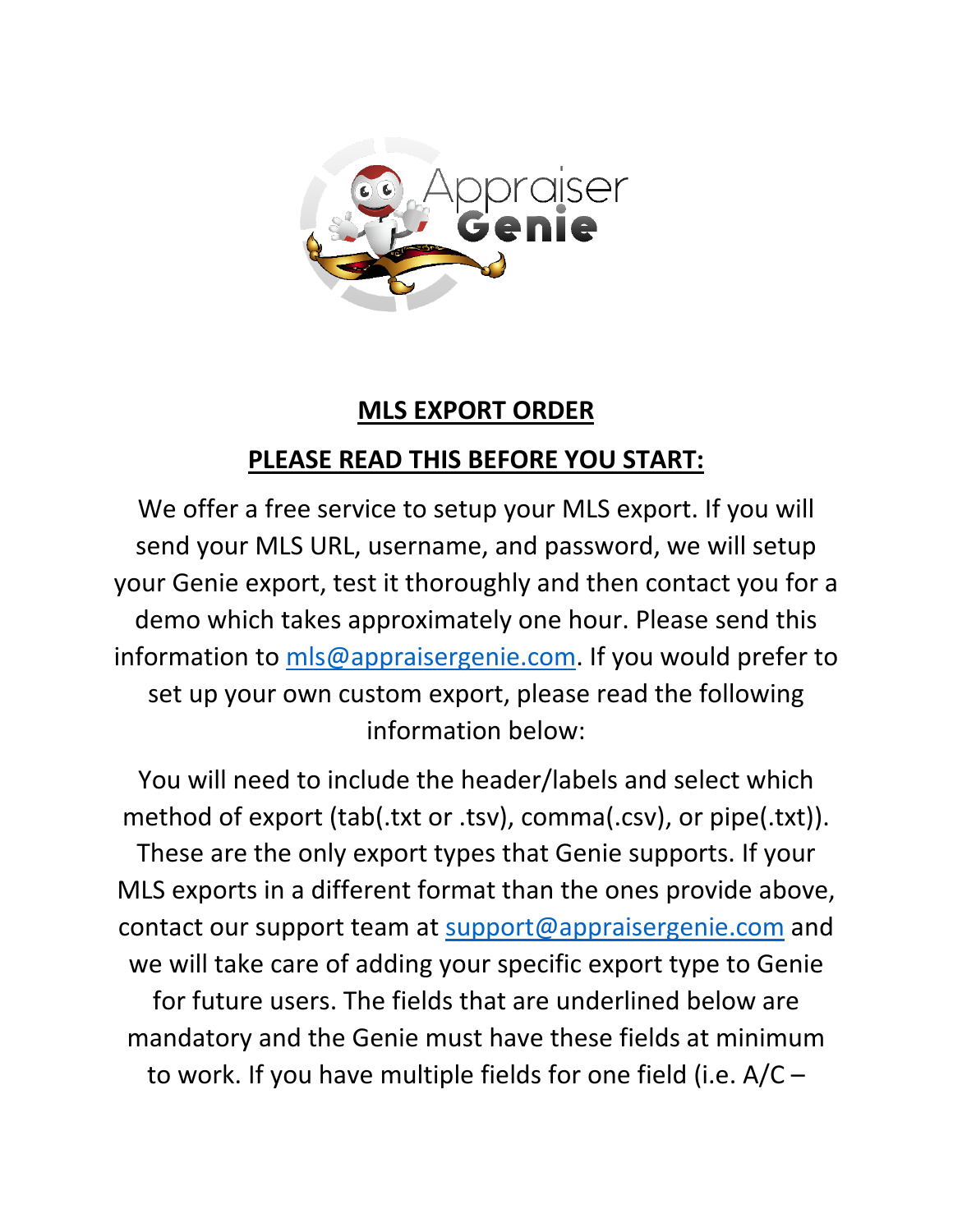## MLS EXPORT ORDER

## PLEASE READ THIS BEFORE YOU START:

We offer a free service to setup your MLS export. If you will send your MLS URL, username, and password, we will setup your Genie export, test it thoroughly and then contact you for a demo which takes approximately one hour. Please send this information to mls@appraisergenie.com. If you would prefer to set up your own custom export, please read the following information below:

You will need to include the header/labels and select which method of export (tab(.txt or .tsv), comma(.csv), or pipe(.txt)). These are the only export types that Genie supports. If your MLS exports in a different format than the ones provide above, contact our support team at support@appraisergenie.com and we will take care of adding your specific export type to Genie for future users. The fields that are underlined below are mandatory and the Genie must have these fields at minimum to work. If you have multiple fields for one field (i.e. A/C –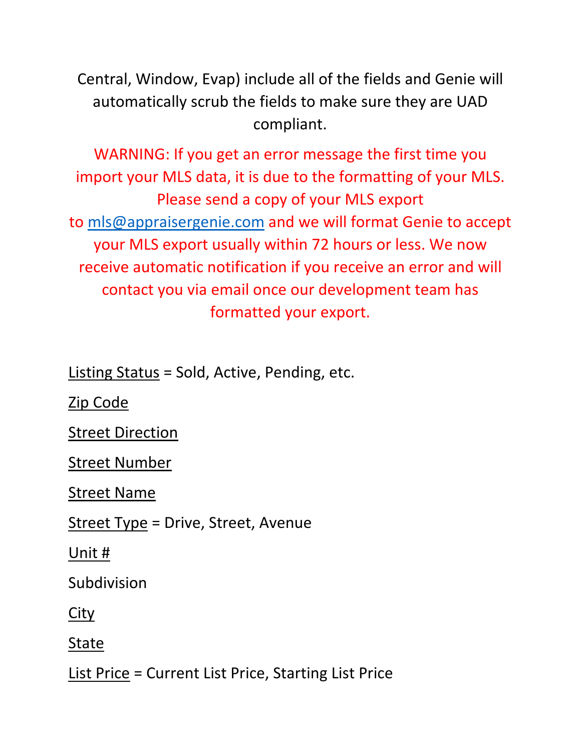Central, Window, Evap) include all of the fields and Genie will automatically scrub the fields to make sure they are UAD compliant.

WARNING: If you get an error message the first time you import your MLS data, it is due to the formatting of your MLS. Please send a copy of your MLS export to mls@appraisergenie.com and we will format Genie to accept your MLS export usually within 72 hours or less. We now receive automatic notification if you receive an error and will contact you via email once our development team has formatted your export.

<u>Listing Status</u> = Sold, Active, Pending, etc.

<u>Zip Code</u>

<u>Street Direction</u>

<u>Street Number</u>

<u>Street Name</u>

<u>Street Type</u> = Drive, Street, Avenue

<u>Unit #</u>

Subdivision

<u>City</u>

<u>State</u>

<u>List Price</u> = Current List Price, Starting List Price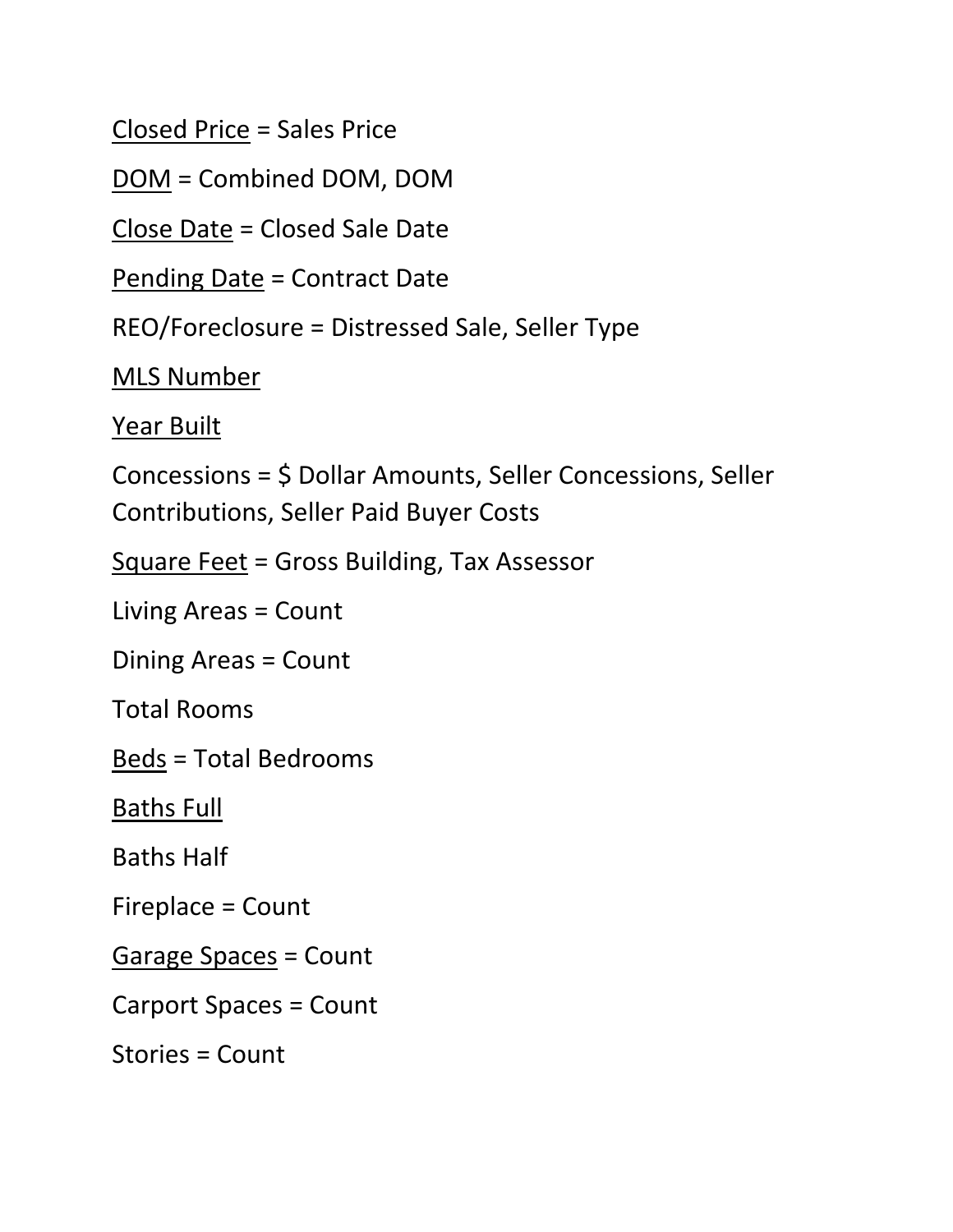<u>Closed Price</u> = Sales Price

<u>DOM</u> = Combined DOM, DOM

<u>Close Date</u> = Closed Sale Date

<u>Pending Date</u> = Contract Date

REO/Foreclosure = Distressed Sale, Seller Type

<u>MLS Number</u>

<u>Year Built</u>

Concessions = $ Dollar Amounts, Seller Concessions, Seller Contributions, Seller Paid Buyer Costs

<u>Square Feet</u> = Gross Building, Tax Assessor

Living Areas = Count

Dining Areas = Count

Total Rooms

<u>Beds</u> = Total Bedrooms

<u>Baths Full</u>

Baths Half

Fireplace = Count

<u>Garage Spaces</u> = Count

Carport Spaces = Count

Stories = Count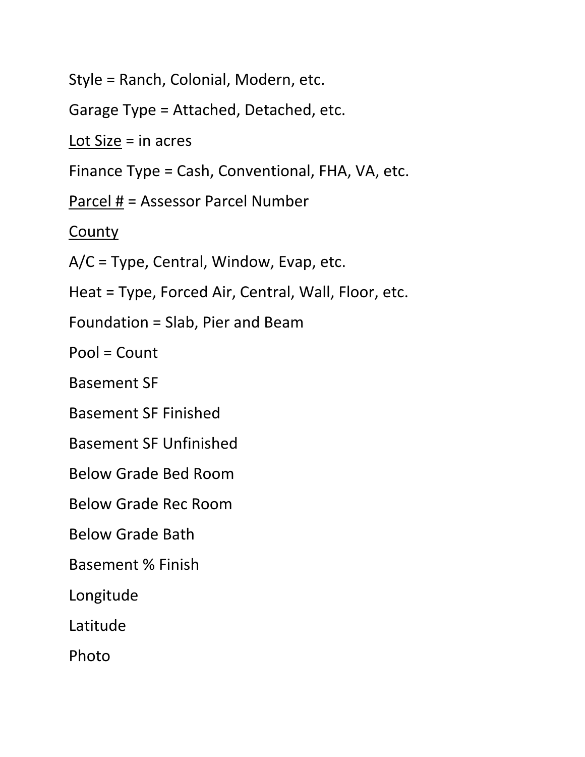Style = Ranch, Colonial, Modern, etc.

Garage Type = Attached, Detached, etc.

<u>Lot Size</u> = in acres

Finance Type = Cash, Conventional, FHA, VA, etc.

<u>Parcel #</u> = Assessor Parcel Number

<u>County</u>

A/C = Type, Central, Window, Evap, etc.

Heat = Type, Forced Air, Central, Wall, Floor, etc.

Foundation = Slab, Pier and Beam

Pool = Count

Basement SF

Basement SF Finished

Basement SF Unfinished

Below Grade Bed Room

Below Grade Rec Room

Below Grade Bath

Basement % Finish

Longitude

Latitude

Photo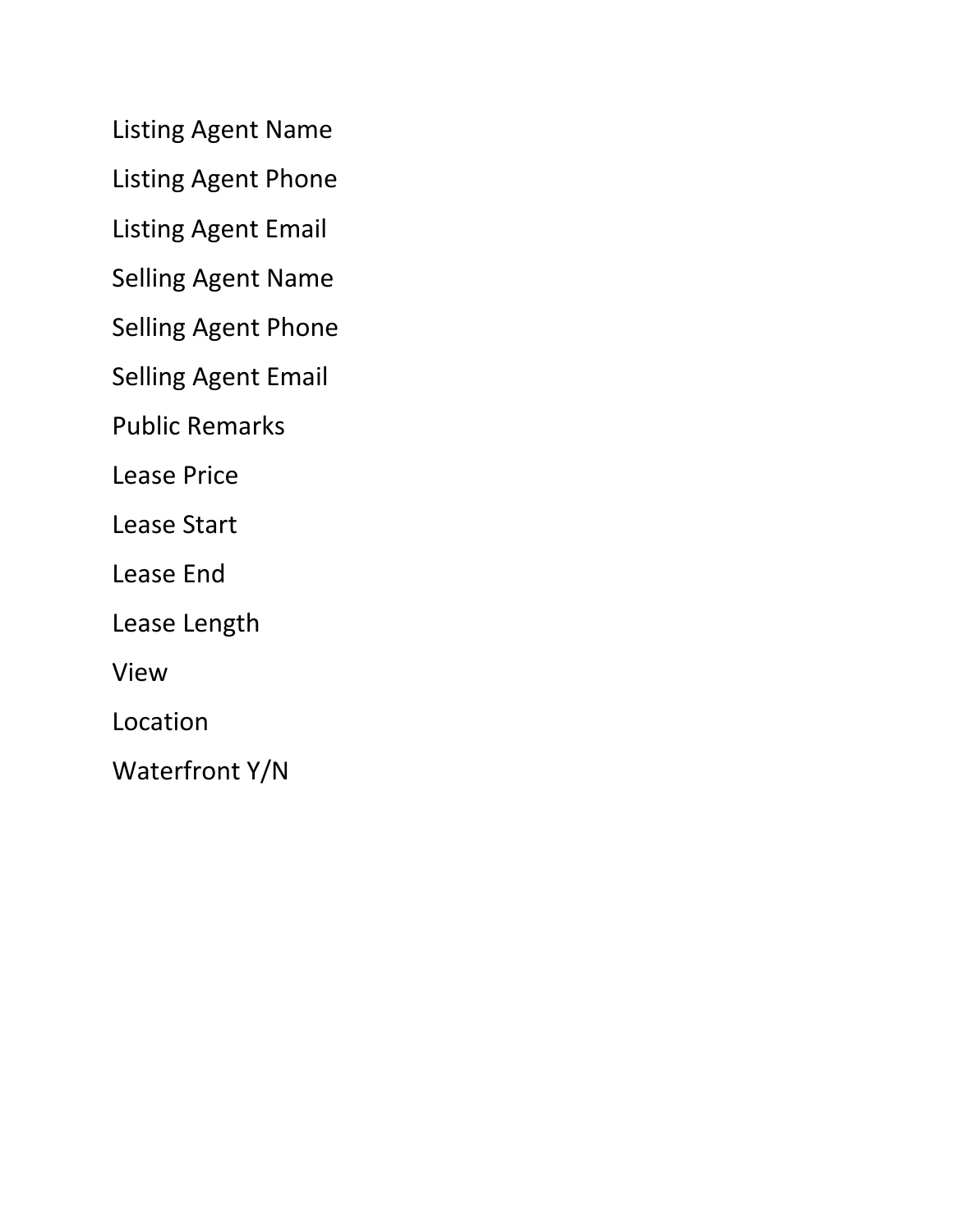Listing Agent Name

Listing Agent Phone

Listing Agent Email

Selling Agent Name

Selling Agent Phone

Selling Agent Email

Public Remarks

Lease Price

Lease Start

Lease End

Lease Length

View

Location

Waterfront Y/N